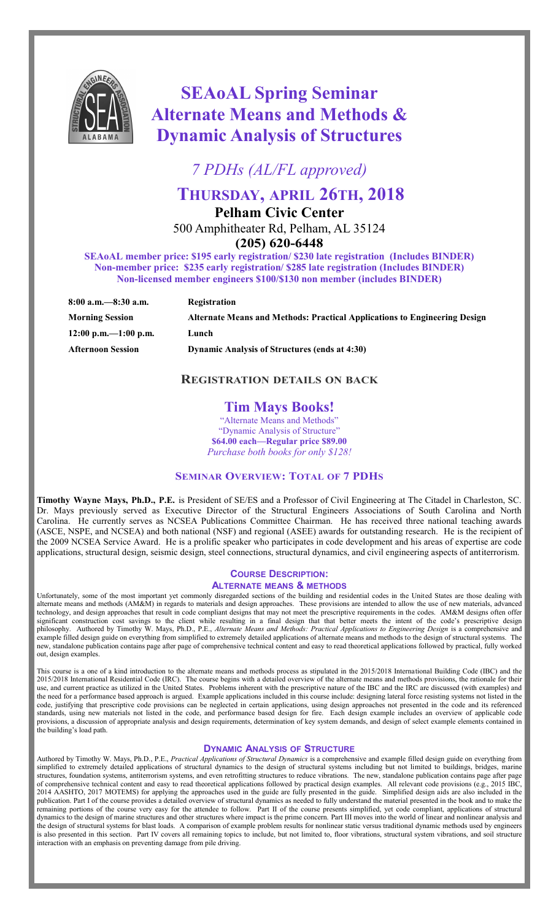# SEAoAL Spring Seminar
# Alternate Means and Methods & Dynamic Analysis of Structures

*7 PDHs (AL/FL approved)*

## THURSDAY, APRIL 26TH, 2018

**Pelham Civic Center**

500 Amphitheater Rd, Pelham, AL 35124

**(205) 620-6448**

**SEAoAL member price: $195 early registration/ $230 late registration (Includes BINDER)**
**Non-member price: $235 early registration/ $285 late registration (Includes BINDER)**
**Non-licensed member engineers $100/$130 non member (includes BINDER)**

| | |
|---|---|
| **8:00 a.m.—8:30 a.m.** | **Registration** |
| **Morning Session** | **Alternate Means and Methods: Practical Applications to Engineering Design** |
| **12:00 p.m.—1:00 p.m.** | **Lunch** |
| **Afternoon Session** | **Dynamic Analysis of Structures (ends at 4:30)** |

## REGISTRATION DETAILS ON BACK

## Tim Mays Books!

"Alternate Means and Methods"
"Dynamic Analysis of Structure"
**$64.00 each—Regular price $89.00**
*Purchase both books for only $128!*

## SEMINAR OVERVIEW: TOTAL OF 7 PDHS

**Timothy Wayne Mays, Ph.D., P.E.** is President of SE/ES and a Professor of Civil Engineering at The Citadel in Charleston, SC. Dr. Mays previously served as Executive Director of the Structural Engineers Associations of South Carolina and North Carolina. He currently serves as NCSEA Publications Committee Chairman. He has received three national teaching awards (ASCE, NSPE, and NCSEA) and both national (NSF) and regional (ASEE) awards for outstanding research. He is the recipient of the 2009 NCSEA Service Award. He is a prolific speaker who participates in code development and his areas of expertise are code applications, structural design, seismic design, steel connections, structural dynamics, and civil engineering aspects of antiterrorism.

### COURSE DESCRIPTION:

### ALTERNATE MEANS & METHODS

Unfortunately, some of the most important yet commonly disregarded sections of the building and residential codes in the United States are those dealing with alternate means and methods (AM&M) in regards to materials and design approaches. These provisions are intended to allow the use of new materials, advanced technology, and design approaches that result in code compliant designs that may not meet the prescriptive requirements in the codes. AM&M designs often offer significant construction cost savings to the client while resulting in a final design that that better meets the intent of the code's prescriptive design philosophy. Authored by Timothy W. Mays, Ph.D., P.E., *Alternate Means and Methods: Practical Applications to Engineering Design* is a comprehensive and example filled design guide on everything from simplified to extremely detailed applications of alternate means and methods to the design of structural systems. The new, standalone publication contains page after page of comprehensive technical content and easy to read theoretical applications followed by practical, fully worked out, design examples.

This course is a one of a kind introduction to the alternate means and methods process as stipulated in the 2015/2018 International Building Code (IBC) and the 2015/2018 International Residential Code (IRC). The course begins with a detailed overview of the alternate means and methods provisions, the rationale for their use, and current practice as utilized in the United States. Problems inherent with the prescriptive nature of the IBC and the IRC are discussed (with examples) and the need for a performance based approach is argued. Example applications included in this course include: designing lateral force resisting systems not listed in the code, justifying that prescriptive code provisions can be neglected in certain applications, using design approaches not presented in the code and its referenced standards, using new materials not listed in the code, and performance based design for fire. Each design example includes an overview of applicable code provisions, a discussion of appropriate analysis and design requirements, determination of key system demands, and design of select example elements contained in the building's load path.

### DYNAMIC ANALYSIS OF STRUCTURE

Authored by Timothy W. Mays, Ph.D., P.E., *Practical Applications of Structural Dynamics* is a comprehensive and example filled design guide on everything from simplified to extremely detailed applications of structural dynamics to the design of structural systems including but not limited to buildings, bridges, marine structures, foundation systems, antiterrorism systems, and even retrofitting structures to reduce vibrations. The new, standalone publication contains page after page of comprehensive technical content and easy to read theoretical applications followed by practical design examples. All relevant code provisions (e.g., 2015 IBC, 2014 AASHTO, 2017 MOTEMS) for applying the approaches used in the guide are fully presented in the guide. Simplified design aids are also included in the publication. Part I of the course provides a detailed overview of structural dynamics as needed to fully understand the material presented in the book and to make the remaining portions of the course very easy for the attendee to follow. Part II of the course presents simplified, yet code compliant, applications of structural dynamics to the design of marine structures and other structures where impact is the prime concern. Part III moves into the world of linear and nonlinear analysis and the design of structural systems for blast loads. A comparison of example problem results for nonlinear static versus traditional dynamic methods used by engineers is also presented in this section. Part IV covers all remaining topics to include, but not limited to, floor vibrations, structural system vibrations, and soil structure interaction with an emphasis on preventing damage from pile driving.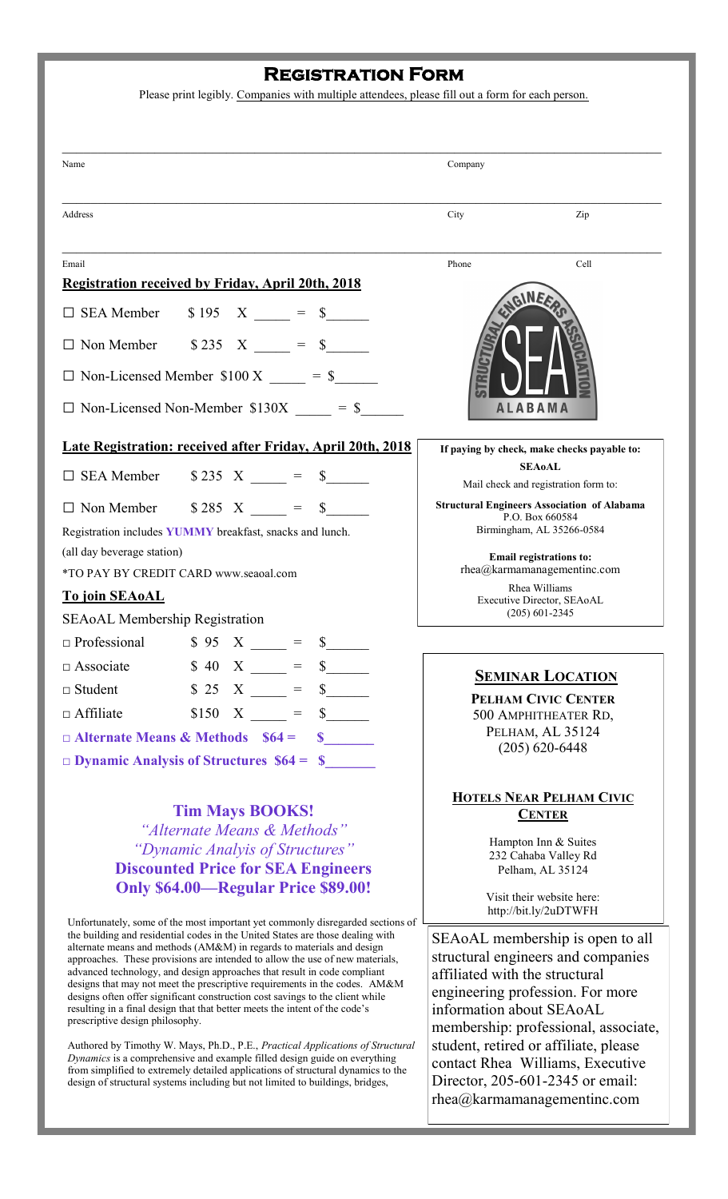# Registration Form

Please print legibly. Companies with multiple attendees, please fill out a form for each person.

Name ______________________________ Company ______________________________

Address ______________________________ City ______________ Zip ______________

Email ______________________________ Phone ______________ Cell ______________

**Registration received by Friday, April 20th, 2018**

☐ SEA Member $ 195 X _____ = $______

☐ Non Member $ 235 X _____ = $______

☐ Non-Licensed Member $100 X _____ = $______

☐ Non-Licensed Non-Member $130X _____ = $______

**Late Registration: received after Friday, April 20th, 2018**

☐ SEA Member $ 235 X _____ = $______

☐ Non Member $ 285 X _____ = $______

Registration includes **YUMMY** breakfast, snacks and lunch.

(all day beverage station)

*TO PAY BY CREDIT CARD www.seaoal.com

**To join SEAoAL**

SEAoAL Membership Registration

□ Professional $ 95 X _____ = $______

□ Associate $ 40 X _____ = $______

□ Student $ 25 X _____ = $______

□ Affiliate $150 X _____ = $______

**□ Alternate Means & Methods $64 = $______**

**□ Dynamic Analysis of Structures $64 = $______**

**Tim Mays BOOKS!**

*"Alternate Means & Methods"*

*"Dynamic Analysis of Structures"*

**Discounted Price for SEA Engineers**

**Only $64.00—Regular Price $89.00!**

Unfortunately, some of the most important yet commonly disregarded sections of the building and residential codes in the United States are those dealing with alternate means and methods (AM&M) in regards to materials and design approaches. These provisions are intended to allow the use of new materials, advanced technology, and design approaches that result in code compliant designs that may not meet the prescriptive requirements in the codes. AM&M designs often offer significant construction cost savings to the client while resulting in a final design that that better meets the intent of the code's prescriptive design philosophy.

Authored by Timothy W. Mays, Ph.D., P.E., *Practical Applications of Structural Dynamics* is a comprehensive and example filled design guide on everything from simplified to extremely detailed applications of structural dynamics to the design of structural systems including but not limited to buildings, bridges,

STRUCTURAL ENGINEERS ASSOCIATION
SEA
ALABAMA

**If paying by check, make checks payable to:**

**SEAoAL**

Mail check and registration form to:

**Structural Engineers Association of Alabama**
P.O. Box 660584
Birmingham, AL 35266-0584

**Email registrations to:**
rhea@karmamanagementinc.com

Rhea Williams
Executive Director, SEAoAL
(205) 601-2345

## Seminar Location

**Pelham Civic Center**
500 Amphitheater Rd,
Pelham, AL 35124
(205) 620-6448

## Hotels Near Pelham Civic Center

Hampton Inn & Suites
232 Cahaba Valley Rd
Pelham, AL 35124

Visit their website here:
http://bit.ly/2uDTWFH

SEAoAL membership is open to all structural engineers and companies affiliated with the structural engineering profession. For more information about SEAoAL membership: professional, associate, student, retired or affiliate, please contact Rhea Williams, Executive Director, 205-601-2345 or email: rhea@karmamanagementinc.com